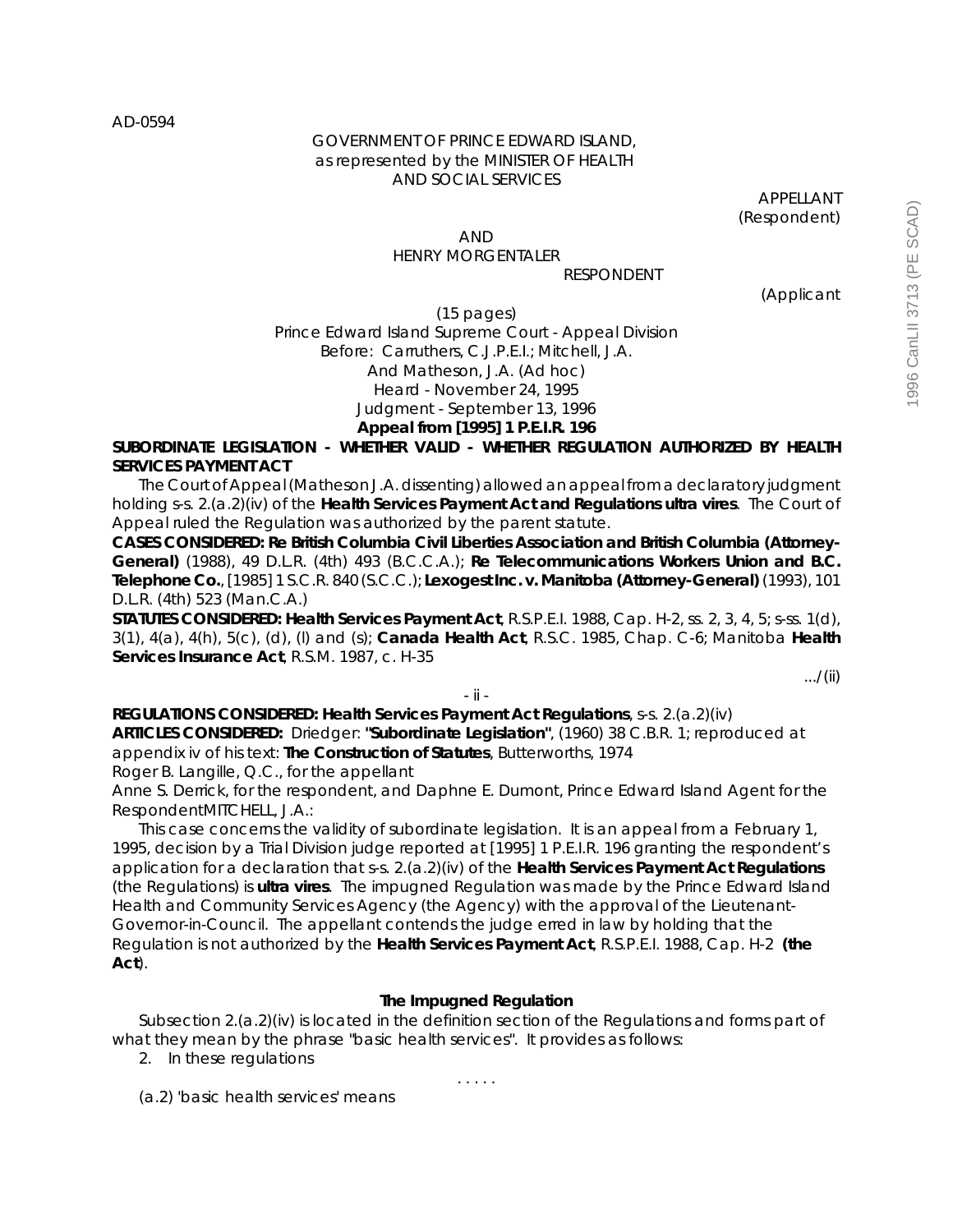AD-0594

GOVERNMENT OF PRINCE EDWARD ISLAND,
as represented by the MINISTER OF HEALTH
AND SOCIAL SERVICES

APPELLANT
(Respondent)

AND
HENRY MORGENTALER

RESPONDENT

(Applicant

(15 pages)
Prince Edward Island Supreme Court - Appeal Division
Before: Carruthers, C.J.P.E.I.; Mitchell, J.A.
And Matheson, J.A. (Ad hoc)
Heard - November 24, 1995
Judgment - September 13, 1996
**Appeal from [1995] 1 P.E.I.R. 196**

**SUBORDINATE LEGISLATION - WHETHER VALID - WHETHER REGULATION AUTHORIZED BY HEALTH SERVICES PAYMENT ACT**

The Court of Appeal (Matheson J.A. dissenting) allowed an appeal from a declaratory judgment holding s-s. 2.(a.2)(iv) of the **Health Services Payment Act and Regulations ultra vires**. The Court of Appeal ruled the Regulation was authorized by the parent statute.

**CASES CONSIDERED: Re British Columbia Civil Liberties Association and British Columbia (Attorney-General)** (1988), 49 D.L.R. (4th) 493 (B.C.C.A.); **Re Telecommunications Workers Union and B.C. Telephone Co.**, [1985] 1 S.C.R. 840 (S.C.C.); **Lexogest Inc. v. Manitoba (Attorney-General)** (1993), 101 D.L.R. (4th) 523 (Man.C.A.)

**STATUTES CONSIDERED: Health Services Payment Act**, R.S.P.E.I. 1988, Cap. H-2, ss. 2, 3, 4, 5; s-ss. 1(d), 3(1), 4(a), 4(h), 5(c), (d), (l) and (s); **Canada Health Act**, R.S.C. 1985, Chap. C-6; Manitoba **Health Services Insurance Act**, R.S.M. 1987, c. H-35

.../(ii)

- ii -

**REGULATIONS CONSIDERED: Health Services Payment Act Regulations**, s-s. 2.(a.2)(iv)

**ARTICLES CONSIDERED:** Driedger: **"Subordinate Legislation"**, (1960) 38 C.B.R. 1; reproduced at appendix iv of his text: **The Construction of Statutes**, Butterworths, 1974

Roger B. Langille, Q.C., for the appellant

Anne S. Derrick, for the respondent, and Daphne E. Dumont, Prince Edward Island Agent for the Respondent

MITCHELL, J.A.:

This case concerns the validity of subordinate legislation. It is an appeal from a February 1, 1995, decision by a Trial Division judge reported at [1995] 1 P.E.I.R. 196 granting the respondent's application for a declaration that s-s. 2.(a.2)(iv) of the **Health Services Payment Act Regulations** (the Regulations) is **ultra vires**. The impugned Regulation was made by the Prince Edward Island Health and Community Services Agency (the Agency) with the approval of the Lieutenant-Governor-in-Council. The appellant contends the judge erred in law by holding that the Regulation is not authorized by the **Health Services Payment Act**, R.S.P.E.I. 1988, Cap. H-2 **(the Act)**.

## The Impugned Regulation

Subsection 2.(a.2)(iv) is located in the definition section of the Regulations and forms part of what they mean by the phrase "basic health services". It provides as follows:

2. In these regulations

. . . . .

(a.2) 'basic health services' means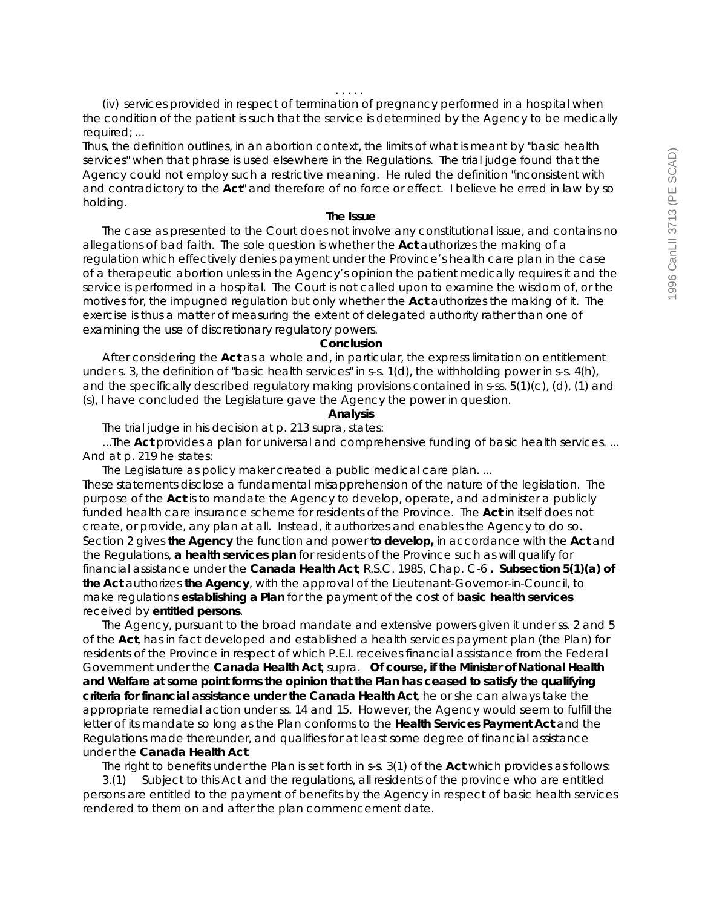. . . . .

(iv) services provided in respect of termination of pregnancy performed in a hospital when the condition of the patient is such that the service is determined by the Agency to be medically required; ...

Thus, the definition outlines, in an abortion context, the limits of what is meant by "basic health services" when that phrase is used elsewhere in the Regulations. The trial judge found that the Agency could not employ such a restrictive meaning. He ruled the definition "inconsistent with and contradictory to the **Act**" and therefore of no force or effect. I believe he erred in law by so holding.

**The Issue**

The case as presented to the Court does not involve any constitutional issue, and contains no allegations of bad faith. The sole question is whether the **Act** authorizes the making of a regulation which effectively denies payment under the Province's health care plan in the case of a therapeutic abortion unless in the Agency's opinion the patient medically requires it and the service is performed in a hospital. The Court is not called upon to examine the wisdom of, or the motives for, the impugned regulation but only whether the **Act** authorizes the making of it. The exercise is thus a matter of measuring the extent of delegated authority rather than one of examining the use of discretionary regulatory powers.

**Conclusion**

After considering the **Act** as a whole and, in particular, the express limitation on entitlement under s. 3, the definition of "basic health services" in s-s. 1(d), the withholding power in s-s. 4(h), and the specifically described regulatory making provisions contained in s-ss. 5(1)(c), (d), (1) and (s), I have concluded the Legislature gave the Agency the power in question.

**Analysis**

The trial judge in his decision at p. 213 supra, states:

...The **Act** provides a plan for universal and comprehensive funding of basic health services. ...

And at p. 219 he states:

The Legislature as policy maker created a public medical care plan. ...

These statements disclose a fundamental misapprehension of the nature of the legislation. The purpose of the **Act** is to mandate the Agency to develop, operate, and administer a publicly funded health care insurance scheme for residents of the Province. The **Act** in itself does not create, or provide, any plan at all. Instead, it authorizes and enables the Agency to do so. Section 2 gives **the Agency** the function and power **to develop,** in accordance with the **Act** and the Regulations, **a health services plan** for residents of the Province such as will qualify for financial assistance under the **Canada Health Act**, R.S.C. 1985, Chap. C-6 **. Subsection 5(1)(a) of the Act** authorizes **the Agency**, with the approval of the Lieutenant-Governor-in-Council, to make regulations **establishing a Plan** for the payment of the cost of **basic health services** received by **entitled persons**.

The Agency, pursuant to the broad mandate and extensive powers given it under ss. 2 and 5 of the **Act**, has in fact developed and established a health services payment plan (the Plan) for residents of the Province in respect of which P.E.I. receives financial assistance from the Federal Government under the **Canada Health Act**, supra. **Of course, if the Minister of National Health and Welfare at some point forms the opinion that the Plan has ceased to satisfy the qualifying criteria for financial assistance under the Canada Health Act**, he or she can always take the appropriate remedial action under ss. 14 and 15. However, the Agency would seem to fulfill the letter of its mandate so long as the Plan conforms to the **Health Services Payment Act** and the Regulations made thereunder, and qualifies for at least some degree of financial assistance under the **Canada Health Act**.

The right to benefits under the Plan is set forth in s-s. 3(1) of the **Act** which provides as follows:

3.(1) Subject to this Act and the regulations, all residents of the province who are entitled persons are entitled to the payment of benefits by the Agency in respect of basic health services rendered to them on and after the plan commencement date.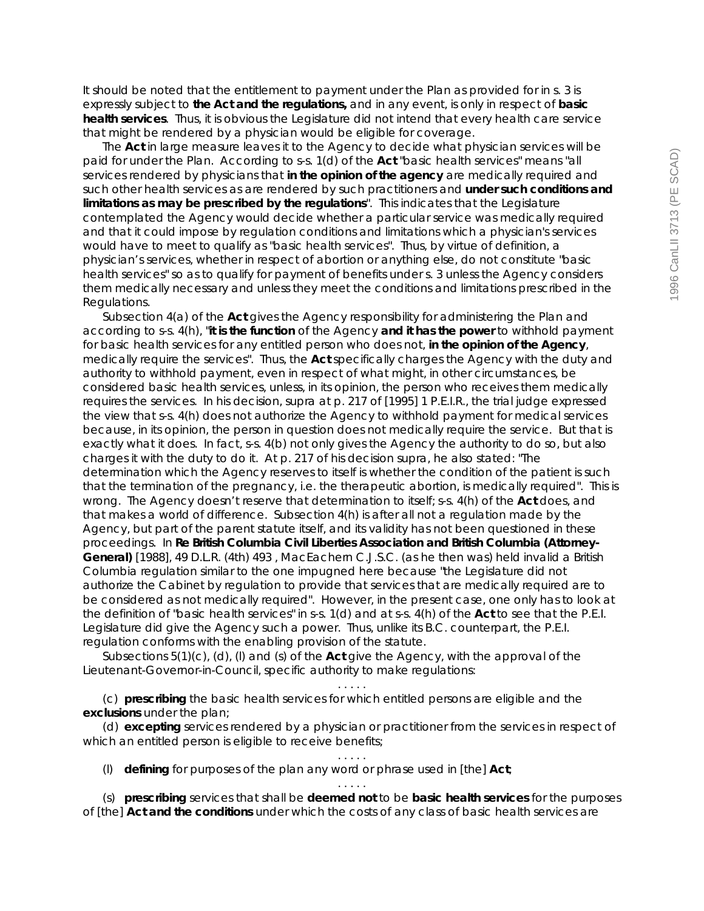It should be noted that the entitlement to payment under the Plan as provided for in s. 3 is expressly subject to **the Act and the regulations,** and in any event, is only in respect of **basic health services**. Thus, it is obvious the Legislature did not intend that every health care service that might be rendered by a physician would be eligible for coverage.

The **Act** in large measure leaves it to the Agency to decide what physician services will be paid for under the Plan. According to s-s. 1(d) of the **Act** "basic health services" means "all services rendered by physicians that **in the opinion of the agency** are medically required and such other health services as are rendered by such practitioners and **under such conditions and limitations as may be prescribed by the regulations**". This indicates that the Legislature contemplated the Agency would decide whether a particular service was medically required and that it could impose by regulation conditions and limitations which a physician's services would have to meet to qualify as "basic health services". Thus, by virtue of definition, a physician's services, whether in respect of abortion or anything else, do not constitute "basic health services" so as to qualify for payment of benefits under s. 3 unless the Agency considers them medically necessary and unless they meet the conditions and limitations prescribed in the Regulations.

Subsection 4(a) of the **Act** gives the Agency responsibility for administering the Plan and according to s-s. 4(h), "**it is the function** of the Agency **and it has the power** to withhold payment for basic health services for any entitled person who does not, **in the opinion of the Agency**, medically require the services". Thus, the **Act** specifically charges the Agency with the duty and authority to withhold payment, even in respect of what might, in other circumstances, be considered basic health services, unless, in its opinion, the person who receives them medically requires the services. In his decision, supra at p. 217 of [1995] 1 P.E.I.R., the trial judge expressed the view that s-s. 4(h) does not authorize the Agency to withhold payment for medical services because, in its opinion, the person in question does not medically require the service. But that is exactly what it does. In fact, s-s. 4(b) not only gives the Agency the authority to do so, but also charges it with the duty to do it. At p. 217 of his decision supra, he also stated: "The determination which the Agency reserves to itself is whether the condition of the patient is such that the termination of the pregnancy, i.e. the therapeutic abortion, is medically required". This is wrong. The Agency doesn't reserve that determination to itself; s-s. 4(h) of the **Act** does, and that makes a world of difference. Subsection 4(h) is after all not a regulation made by the Agency, but part of the parent statute itself, and its validity has not been questioned in these proceedings. In **Re British Columbia Civil Liberties Association and British Columbia (Attorney-General)** [1988], 49 D.L.R. (4th) 493 , MacEachern C.J.S.C. (as he then was) held invalid a British Columbia regulation similar to the one impugned here because "the Legislature did not authorize the Cabinet by regulation to provide that services that are medically required are to be considered as not medically required". However, in the present case, one only has to look at the definition of "basic health services" in s-s. 1(d) and at s-s. 4(h) of the **Act** to see that the P.E.I. Legislature did give the Agency such a power. Thus, unlike its B.C. counterpart, the P.E.I. regulation conforms with the enabling provision of the statute.

Subsections 5(1)(c), (d), (l) and (s) of the **Act** give the Agency, with the approval of the Lieutenant-Governor-in-Council, specific authority to make regulations:

. . . . .

(c) **prescribing** the basic health services for which entitled persons are eligible and the **exclusions** under the plan;

(d) **excepting** services rendered by a physician or practitioner from the services in respect of which an entitled person is eligible to receive benefits;

. . . . .

(l) **defining** for purposes of the plan any word or phrase used in [the] **Act**;

. . . . .

(s) **prescribing** services that shall be **deemed not** to be **basic health services** for the purposes of [the] **Act and the conditions** under which the costs of any class of basic health services are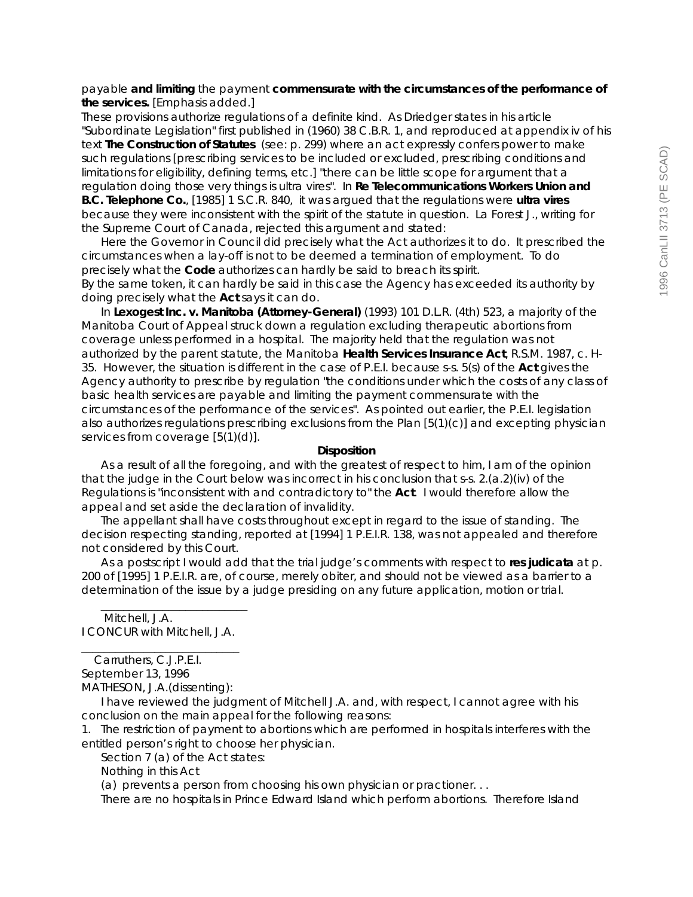payable **and limiting** the payment **commensurate with the circumstances of the performance of the services.** [Emphasis added.]

These provisions authorize regulations of a definite kind. As Driedger states in his article "Subordinate Legislation" first published in (1960) 38 C.B.R. 1, and reproduced at appendix iv of his text **The Construction of Statutes** (see: p. 299) where an act expressly confers power to make such regulations [prescribing services to be included or excluded, prescribing conditions and limitations for eligibility, defining terms, etc.] "there can be little scope for argument that a regulation doing those very things is ultra vires". In **Re Telecommunications Workers Union and B.C. Telephone Co.**, [1985] 1 S.C.R. 840, it was argued that the regulations were **ultra vires** because they were inconsistent with the spirit of the statute in question. La Forest J., writing for the Supreme Court of Canada, rejected this argument and stated:

Here the Governor in Council did precisely what the Act authorizes it to do. It prescribed the circumstances when a lay-off is not to be deemed a termination of employment. To do precisely what the **Code** authorizes can hardly be said to breach its spirit.

By the same token, it can hardly be said in this case the Agency has exceeded its authority by doing precisely what the **Act** says it can do.

In **Lexogest Inc. v. Manitoba (Attorney-General)** (1993) 101 D.L.R. (4th) 523, a majority of the Manitoba Court of Appeal struck down a regulation excluding therapeutic abortions from coverage unless performed in a hospital. The majority held that the regulation was not authorized by the parent statute, the Manitoba **Health Services Insurance Act**, R.S.M. 1987, c. H-35. However, the situation is different in the case of P.E.I. because s-s. 5(s) of the **Act** gives the Agency authority to prescribe by regulation "the conditions under which the costs of any class of basic health services are payable and limiting the payment commensurate with the circumstances of the performance of the services". As pointed out earlier, the P.E.I. legislation also authorizes regulations prescribing exclusions from the Plan [5(1)(c)] and excepting physician services from coverage [5(1)(d)].

**Disposition**

As a result of all the foregoing, and with the greatest of respect to him, I am of the opinion that the judge in the Court below was incorrect in his conclusion that s-s. 2.(a.2)(iv) of the Regulations is "inconsistent with and contradictory to" the **Act**. I would therefore allow the appeal and set aside the declaration of invalidity.

The appellant shall have costs throughout except in regard to the issue of standing. The decision respecting standing, reported at [1994] 1 P.E.I.R. 138, was not appealed and therefore not considered by this Court.

As a postscript I would add that the trial judge's comments with respect to **res judicata** at p. 200 of [1995] 1 P.E.I.R. are, of course, merely obiter, and should not be viewed as a barrier to a determination of the issue by a judge presiding on any future application, motion or trial.

\_\_\_\_\_\_\_\_\_\_\_\_\_\_\_\_\_\_\_\_\_\_\_\_\_\_

Mitchell, J.A.

I CONCUR with Mitchell, J.A.

\_\_\_\_\_\_\_\_\_\_\_\_\_\_\_\_\_\_\_\_\_\_\_\_\_\_

Carruthers, C.J.P.E.I.

September 13, 1996

MATHESON, J.A.(dissenting):

I have reviewed the judgment of Mitchell J.A. and, with respect, I cannot agree with his conclusion on the main appeal for the following reasons:

1. The restriction of payment to abortions which are performed in hospitals interferes with the entitled person's right to choose her physician.

Section 7 (a) of the Act states:

Nothing in this Act

(a) prevents a person from choosing his own physician or practioner. . .

There are no hospitals in Prince Edward Island which perform abortions. Therefore Island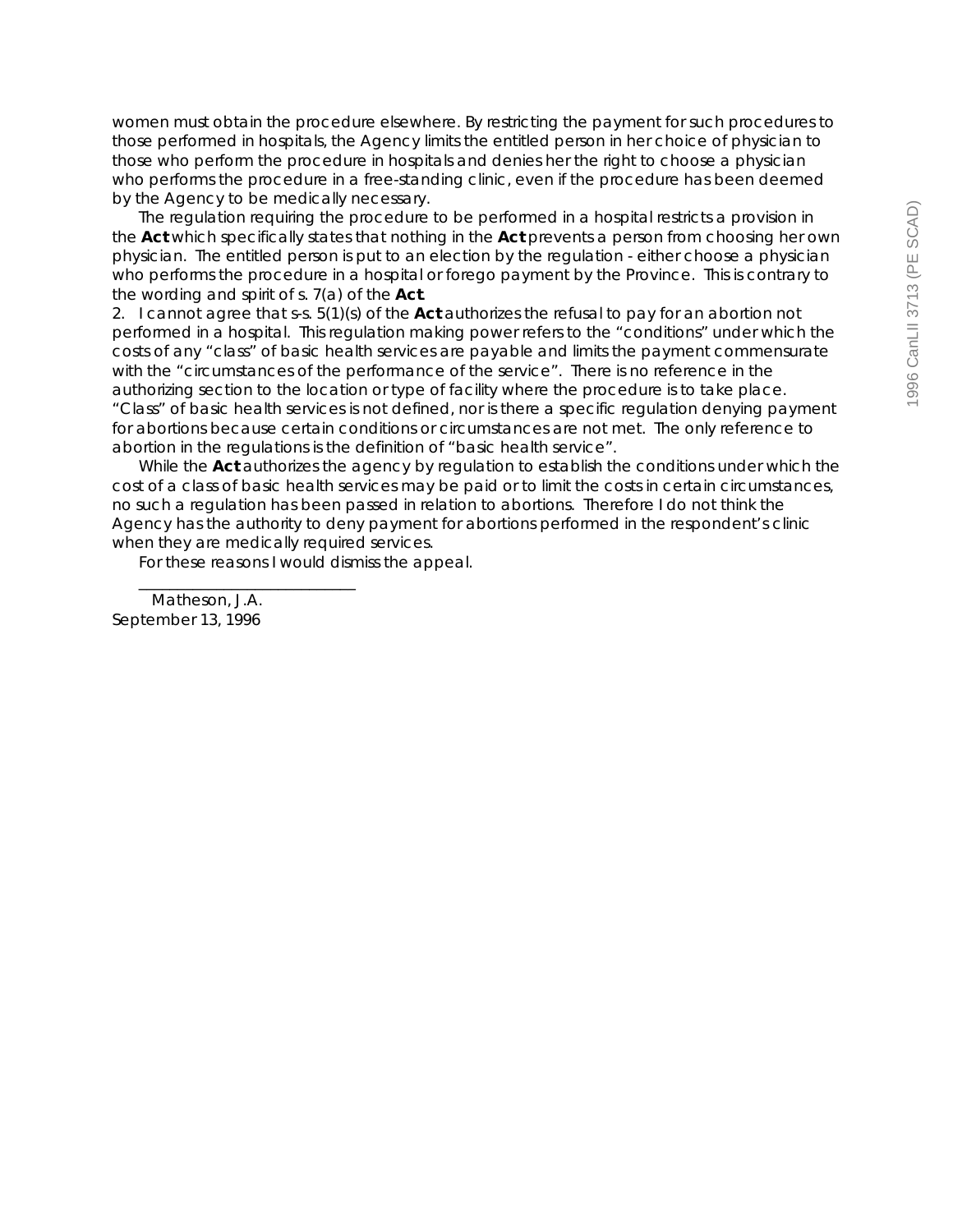women must obtain the procedure elsewhere. By restricting the payment for such procedures to those performed in hospitals, the Agency limits the entitled person in her choice of physician to those who perform the procedure in hospitals and denies her the right to choose a physician who performs the procedure in a free-standing clinic, even if the procedure has been deemed by the Agency to be medically necessary.

The regulation requiring the procedure to be performed in a hospital restricts a provision in the **Act** which specifically states that nothing in the **Act** prevents a person from choosing her own physician. The entitled person is put to an election by the regulation - either choose a physician who performs the procedure in a hospital or forego payment by the Province. This is contrary to the wording and spirit of s. 7(a) of the **Act**.

2. I cannot agree that s-s. 5(1)(s) of the **Act** authorizes the refusal to pay for an abortion not performed in a hospital. This regulation making power refers to the "conditions" under which the costs of any "class" of basic health services are payable and limits the payment commensurate with the "circumstances of the performance of the service". There is no reference in the authorizing section to the location or type of facility where the procedure is to take place. "Class" of basic health services is not defined, nor is there a specific regulation denying payment for abortions because certain conditions or circumstances are not met. The only reference to abortion in the regulations is the definition of "basic health service".

While the **Act** authorizes the agency by regulation to establish the conditions under which the cost of a class of basic health services may be paid or to limit the costs in certain circumstances, no such a regulation has been passed in relation to abortions. Therefore I do not think the Agency has the authority to deny payment for abortions performed in the respondent's clinic when they are medically required services.

For these reasons I would dismiss the appeal.

\_\_\_\_\_\_\_\_\_\_\_\_\_\_\_\_\_\_\_\_\_\_\_\_\_\_\_\_

Matheson, J.A.

September 13, 1996